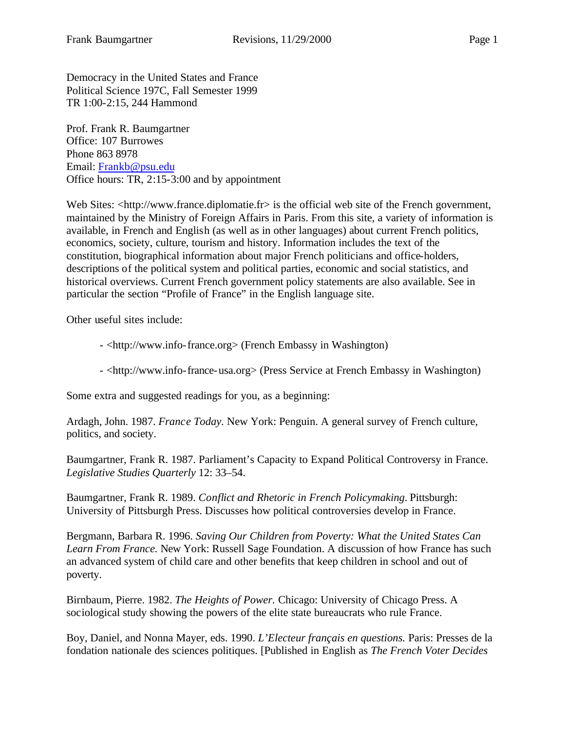Democracy in the United States and France
Political Science 197C, Fall Semester 1999
TR 1:00-2:15, 244 Hammond

Prof. Frank R. Baumgartner
Office: 107 Burrowes
Phone 863 8978
Email: Frankb@psu.edu
Office hours: TR, 2:15-3:00 and by appointment

Web Sites: <http://www.france.diplomatie.fr> is the official web site of the French government, maintained by the Ministry of Foreign Affairs in Paris. From this site, a variety of information is available, in French and English (as well as in other languages) about current French politics, economics, society, culture, tourism and history. Information includes the text of the constitution, biographical information about major French politicians and office-holders, descriptions of the political system and political parties, economic and social statistics, and historical overviews. Current French government policy statements are also available. See in particular the section "Profile of France" in the English language site.

Other useful sites include:

- <http://www.info-france.org> (French Embassy in Washington)
- <http://www.info-france-usa.org> (Press Service at French Embassy in Washington)

Some extra and suggested readings for you, as a beginning:

Ardagh, John. 1987. *France Today*. New York: Penguin. A general survey of French culture, politics, and society.

Baumgartner, Frank R. 1987. Parliament's Capacity to Expand Political Controversy in France. *Legislative Studies Quarterly* 12: 33–54.

Baumgartner, Frank R. 1989. *Conflict and Rhetoric in French Policymaking*. Pittsburgh: University of Pittsburgh Press. Discusses how political controversies develop in France.

Bergmann, Barbara R. 1996. *Saving Our Children from Poverty: What the United States Can Learn From France.* New York: Russell Sage Foundation. A discussion of how France has such an advanced system of child care and other benefits that keep children in school and out of poverty.

Birnbaum, Pierre. 1982. *The Heights of Power.* Chicago: University of Chicago Press. A sociological study showing the powers of the elite state bureaucrats who rule France.

Boy, Daniel, and Nonna Mayer, eds. 1990. *L'Electeur français en questions.* Paris: Presses de la fondation nationale des sciences politiques. [Published in English as *The French Voter Decides*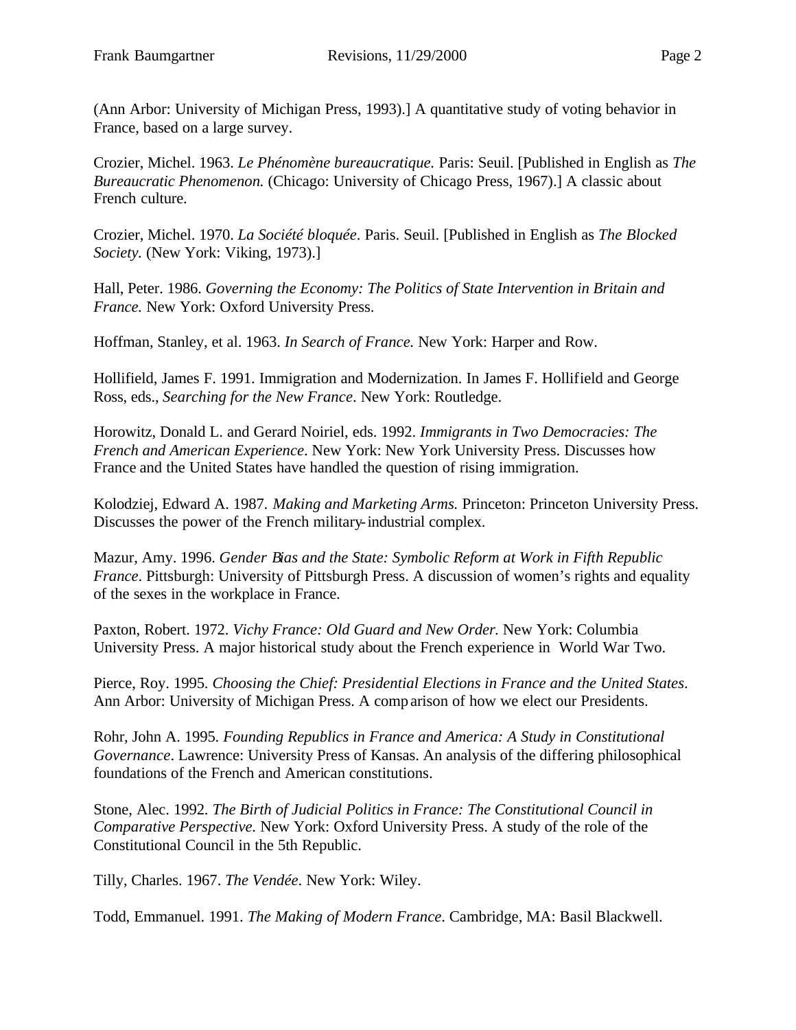(Ann Arbor: University of Michigan Press, 1993).] A quantitative study of voting behavior in France, based on a large survey.

Crozier, Michel. 1963. *Le Phénomène bureaucratique.* Paris: Seuil. [Published in English as *The Bureaucratic Phenomenon.* (Chicago: University of Chicago Press, 1967).] A classic about French culture.

Crozier, Michel. 1970. *La Société bloquée*. Paris. Seuil. [Published in English as *The Blocked Society.* (New York: Viking, 1973).]

Hall, Peter. 1986. *Governing the Economy: The Politics of State Intervention in Britain and France.* New York: Oxford University Press.

Hoffman, Stanley, et al. 1963. *In Search of France.* New York: Harper and Row.

Hollifield, James F. 1991. Immigration and Modernization. In James F. Hollifield and George Ross, eds., *Searching for the New France*. New York: Routledge.

Horowitz, Donald L. and Gerard Noiriel, eds. 1992. *Immigrants in Two Democracies: The French and American Experience*. New York: New York University Press. Discusses how France and the United States have handled the question of rising immigration.

Kolodziej, Edward A. 1987. *Making and Marketing Arms.* Princeton: Princeton University Press. Discusses the power of the French military-industrial complex.

Mazur, Amy. 1996. *Gender Bias and the State: Symbolic Reform at Work in Fifth Republic France*. Pittsburgh: University of Pittsburgh Press. A discussion of women's rights and equality of the sexes in the workplace in France.

Paxton, Robert. 1972. *Vichy France: Old Guard and New Order.* New York: Columbia University Press. A major historical study about the French experience in World War Two.

Pierce, Roy. 1995. *Choosing the Chief: Presidential Elections in France and the United States*. Ann Arbor: University of Michigan Press. A comparison of how we elect our Presidents.

Rohr, John A. 1995. *Founding Republics in France and America: A Study in Constitutional Governance*. Lawrence: University Press of Kansas. An analysis of the differing philosophical foundations of the French and American constitutions.

Stone, Alec. 1992. *The Birth of Judicial Politics in France: The Constitutional Council in Comparative Perspective.* New York: Oxford University Press. A study of the role of the Constitutional Council in the 5th Republic.

Tilly, Charles. 1967. *The Vendée*. New York: Wiley.

Todd, Emmanuel. 1991. *The Making of Modern France*. Cambridge, MA: Basil Blackwell.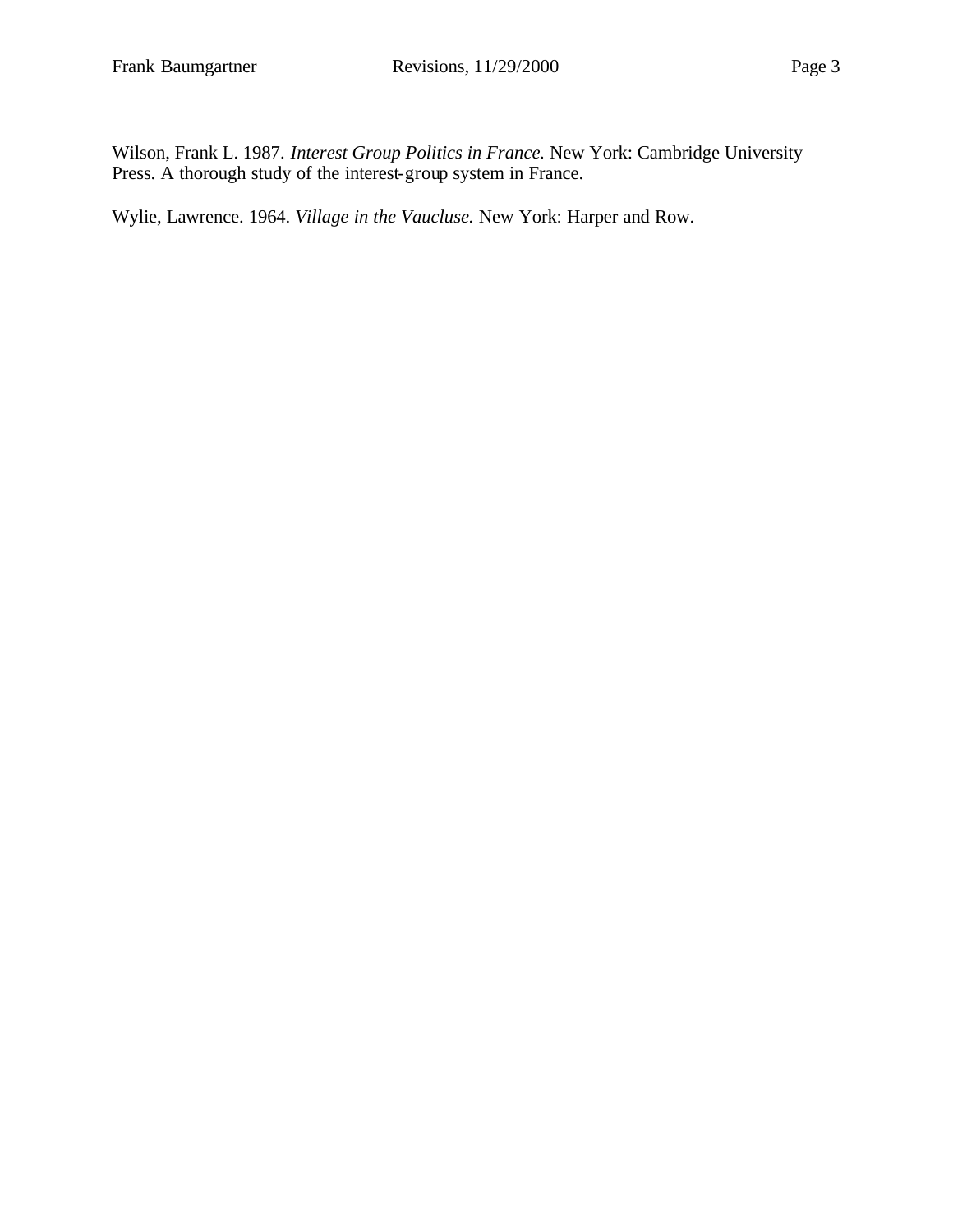Wilson, Frank L. 1987. *Interest Group Politics in France.* New York: Cambridge University Press. A thorough study of the interest-group system in France.

Wylie, Lawrence. 1964. *Village in the Vaucluse.* New York: Harper and Row.